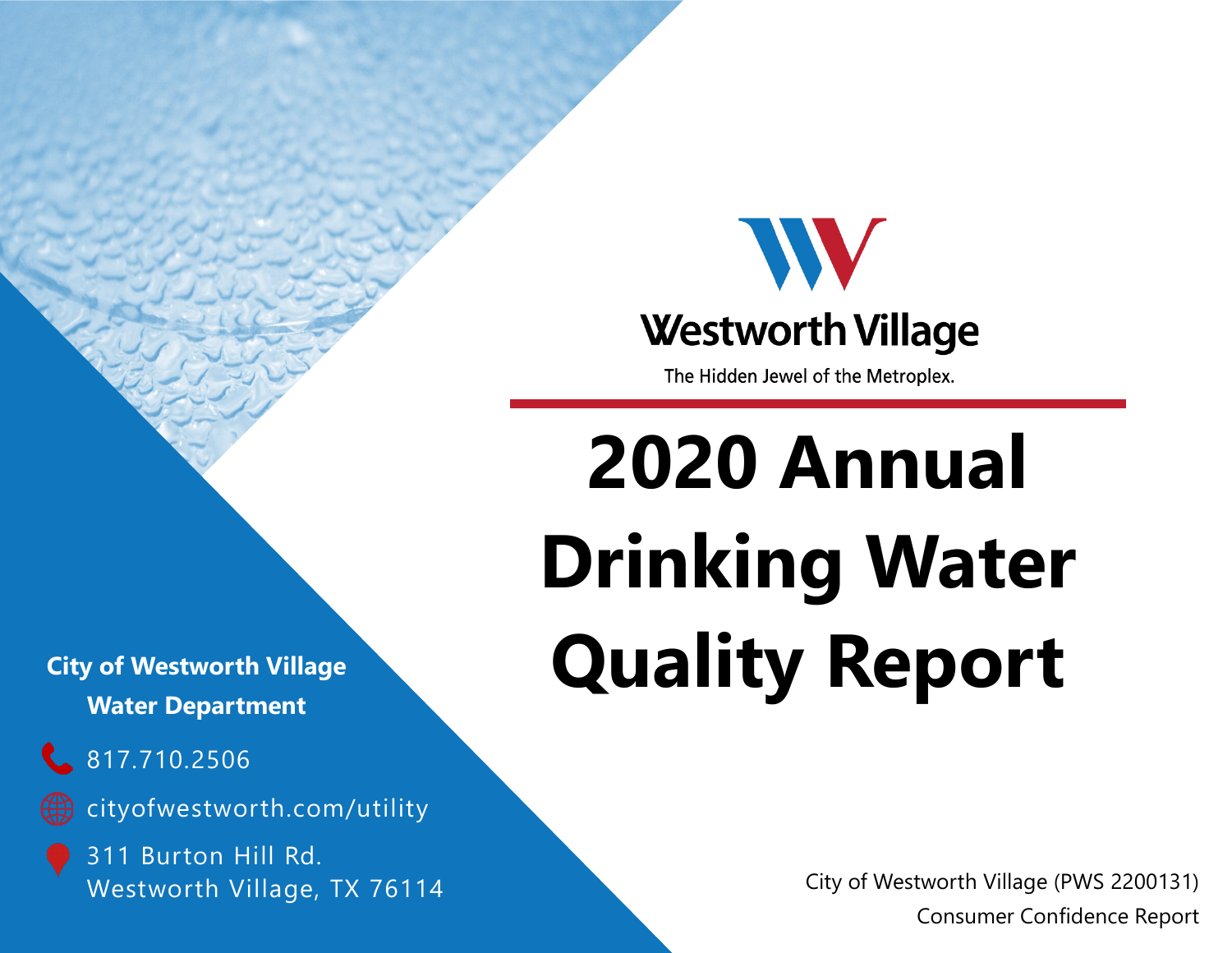Westworth Village

The Hidden Jewel of the Metroplex.

# 2020 Annual Drinking Water Quality Report

**City of Westworth Village**
**Water Department**

817.710.2506

cityofwestworth.com/utility

311 Burton Hill Rd.
Westworth Village, TX 76114

City of Westworth Village (PWS 2200131)
Consumer Confidence Report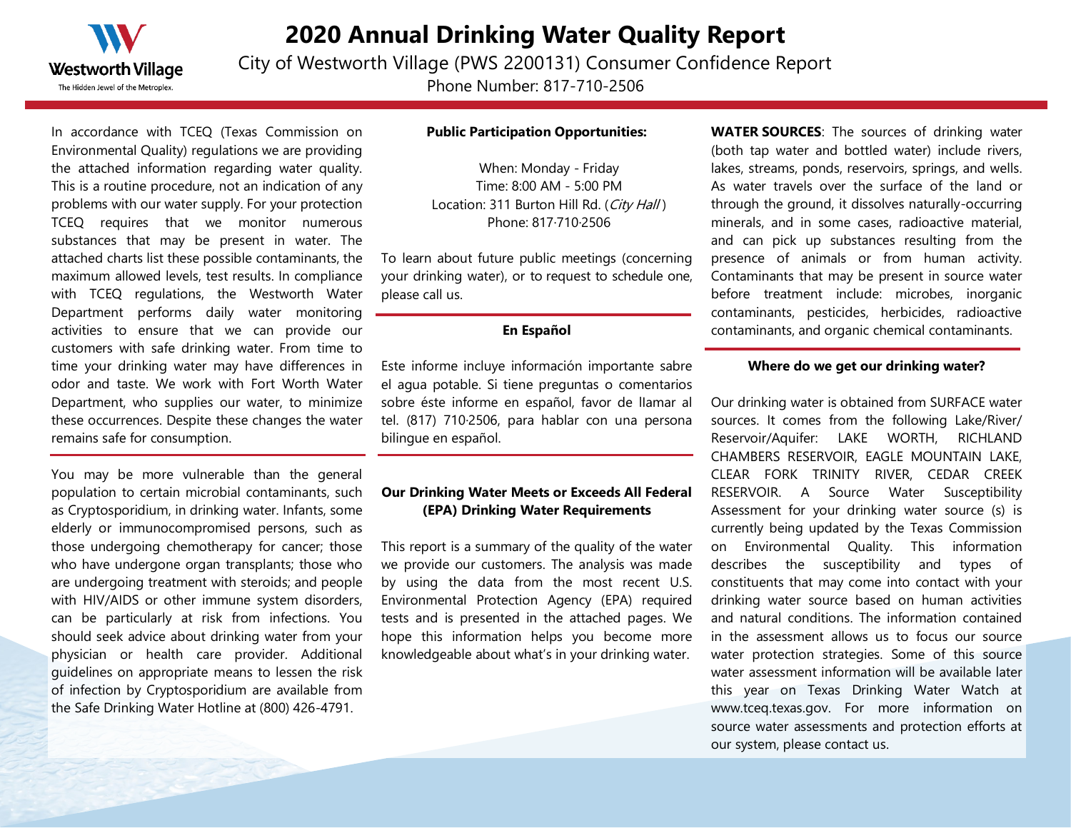# 2020 Annual Drinking Water Quality Report

City of Westworth Village (PWS 2200131) Consumer Confidence Report

Phone Number: 817-710-2506

In accordance with TCEQ (Texas Commission on Environmental Quality) regulations we are providing the attached information regarding water quality. This is a routine procedure, not an indication of any problems with our water supply. For your protection TCEQ requires that we monitor numerous substances that may be present in water. The attached charts list these possible contaminants, the maximum allowed levels, test results. In compliance with TCEQ regulations, the Westworth Water Department performs daily water monitoring activities to ensure that we can provide our customers with safe drinking water. From time to time your drinking water may have differences in odor and taste. We work with Fort Worth Water Department, who supplies our water, to minimize these occurrences. Despite these changes the water remains safe for consumption.

You may be more vulnerable than the general population to certain microbial contaminants, such as Cryptosporidium, in drinking water. Infants, some elderly or immunocompromised persons, such as those undergoing chemotherapy for cancer; those who have undergone organ transplants; those who are undergoing treatment with steroids; and people with HIV/AIDS or other immune system disorders, can be particularly at risk from infections. You should seek advice about drinking water from your physician or health care provider. Additional guidelines on appropriate means to lessen the risk of infection by Cryptosporidium are available from the Safe Drinking Water Hotline at (800) 426-4791.

**Public Participation Opportunities:**

When: Monday - Friday
Time: 8:00 AM - 5:00 PM
Location: 311 Burton Hill Rd. (*City Hall*)
Phone: 817·710·2506

To learn about future public meetings (concerning your drinking water), or to request to schedule one, please call us.

**En Español**

Este informe incluye información importante sabre el agua potable. Si tiene preguntas o comentarios sobre éste informe en español, favor de llamar al tel. (817) 710·2506, para hablar con una persona bilingue en español.

**Our Drinking Water Meets or Exceeds All Federal (EPA) Drinking Water Requirements**

This report is a summary of the quality of the water we provide our customers. The analysis was made by using the data from the most recent U.S. Environmental Protection Agency (EPA) required tests and is presented in the attached pages. We hope this information helps you become more knowledgeable about what's in your drinking water.

**WATER SOURCES**: The sources of drinking water (both tap water and bottled water) include rivers, lakes, streams, ponds, reservoirs, springs, and wells. As water travels over the surface of the land or through the ground, it dissolves naturally-occurring minerals, and in some cases, radioactive material, and can pick up substances resulting from the presence of animals or from human activity. Contaminants that may be present in source water before treatment include: microbes, inorganic contaminants, pesticides, herbicides, radioactive contaminants, and organic chemical contaminants.

**Where do we get our drinking water?**

Our drinking water is obtained from SURFACE water sources. It comes from the following Lake/River/ Reservoir/Aquifer: LAKE WORTH, RICHLAND CHAMBERS RESERVOIR, EAGLE MOUNTAIN LAKE, CLEAR FORK TRINITY RIVER, CEDAR CREEK RESERVOIR. A Source Water Susceptibility Assessment for your drinking water source (s) is currently being updated by the Texas Commission on Environmental Quality. This information describes the susceptibility and types of constituents that may come into contact with your drinking water source based on human activities and natural conditions. The information contained in the assessment allows us to focus our source water protection strategies. Some of this source water assessment information will be available later this year on Texas Drinking Water Watch at www.tceq.texas.gov. For more information on source water assessments and protection efforts at our system, please contact us.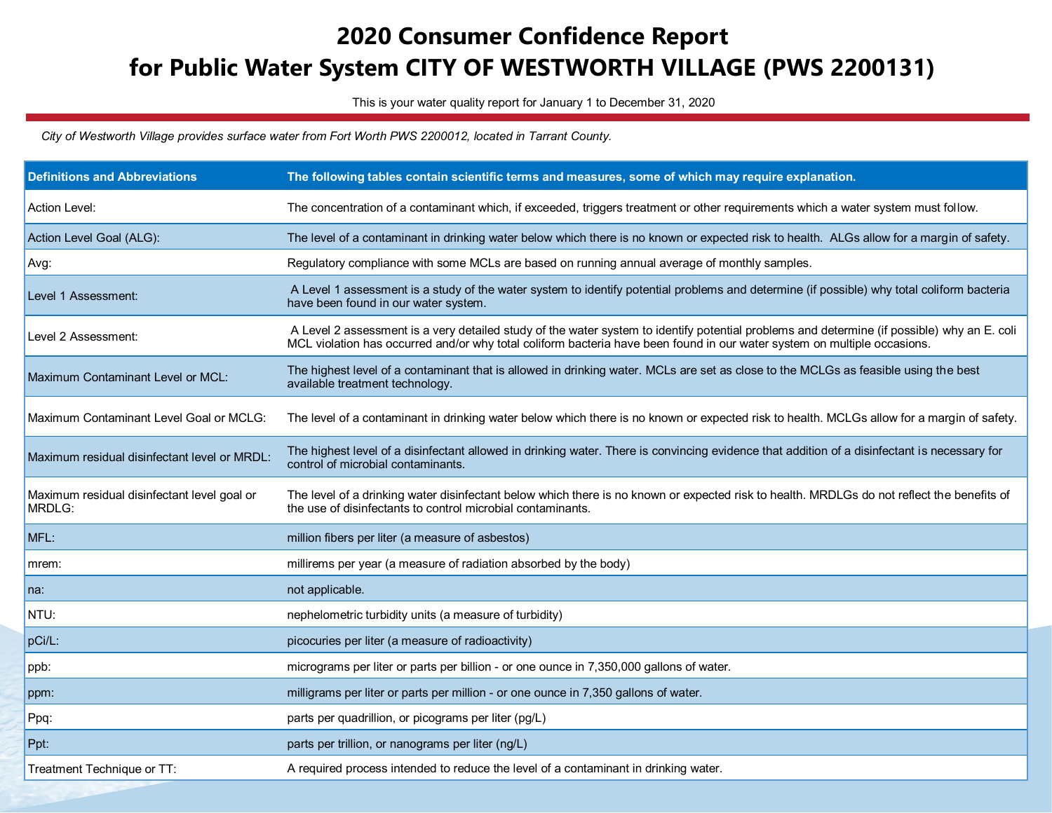# 2020 Consumer Confidence Report for Public Water System CITY OF WESTWORTH VILLAGE (PWS 2200131)

This is your water quality report for January 1 to December 31, 2020

*City of Westworth Village provides surface water from Fort Worth PWS 2200012, located in Tarrant County.*

| Definitions and Abbreviations | The following tables contain scientific terms and measures, some of which may require explanation. |
|---|---|
| Action Level: | The concentration of a contaminant which, if exceeded, triggers treatment or other requirements which a water system must follow. |
| Action Level Goal (ALG): | The level of a contaminant in drinking water below which there is no known or expected risk to health. ALGs allow for a margin of safety. |
| Avg: | Regulatory compliance with some MCLs are based on running annual average of monthly samples. |
| Level 1 Assessment: | A Level 1 assessment is a study of the water system to identify potential problems and determine (if possible) why total coliform bacteria have been found in our water system. |
| Level 2 Assessment: | A Level 2 assessment is a very detailed study of the water system to identify potential problems and determine (if possible) why an E. coli MCL violation has occurred and/or why total coliform bacteria have been found in our water system on multiple occasions. |
| Maximum Contaminant Level or MCL: | The highest level of a contaminant that is allowed in drinking water. MCLs are set as close to the MCLGs as feasible using the best available treatment technology. |
| Maximum Contaminant Level Goal or MCLG: | The level of a contaminant in drinking water below which there is no known or expected risk to health. MCLGs allow for a margin of safety. |
| Maximum residual disinfectant level or MRDL: | The highest level of a disinfectant allowed in drinking water. There is convincing evidence that addition of a disinfectant is necessary for control of microbial contaminants. |
| Maximum residual disinfectant level goal or MRDLG: | The level of a drinking water disinfectant below which there is no known or expected risk to health. MRDLGs do not reflect the benefits of the use of disinfectants to control microbial contaminants. |
| MFL: | million fibers per liter (a measure of asbestos) |
| mrem: | millirems per year (a measure of radiation absorbed by the body) |
| na: | not applicable. |
| NTU: | nephelometric turbidity units (a measure of turbidity) |
| pCi/L: | picocuries per liter (a measure of radioactivity) |
| ppb: | micrograms per liter or parts per billion - or one ounce in 7,350,000 gallons of water. |
| ppm: | milligrams per liter or parts per million - or one ounce in 7,350 gallons of water. |
| Ppq: | parts per quadrillion, or picograms per liter (pg/L) |
| Ppt: | parts per trillion, or nanograms per liter (ng/L) |
| Treatment Technique or TT: | A required process intended to reduce the level of a contaminant in drinking water. |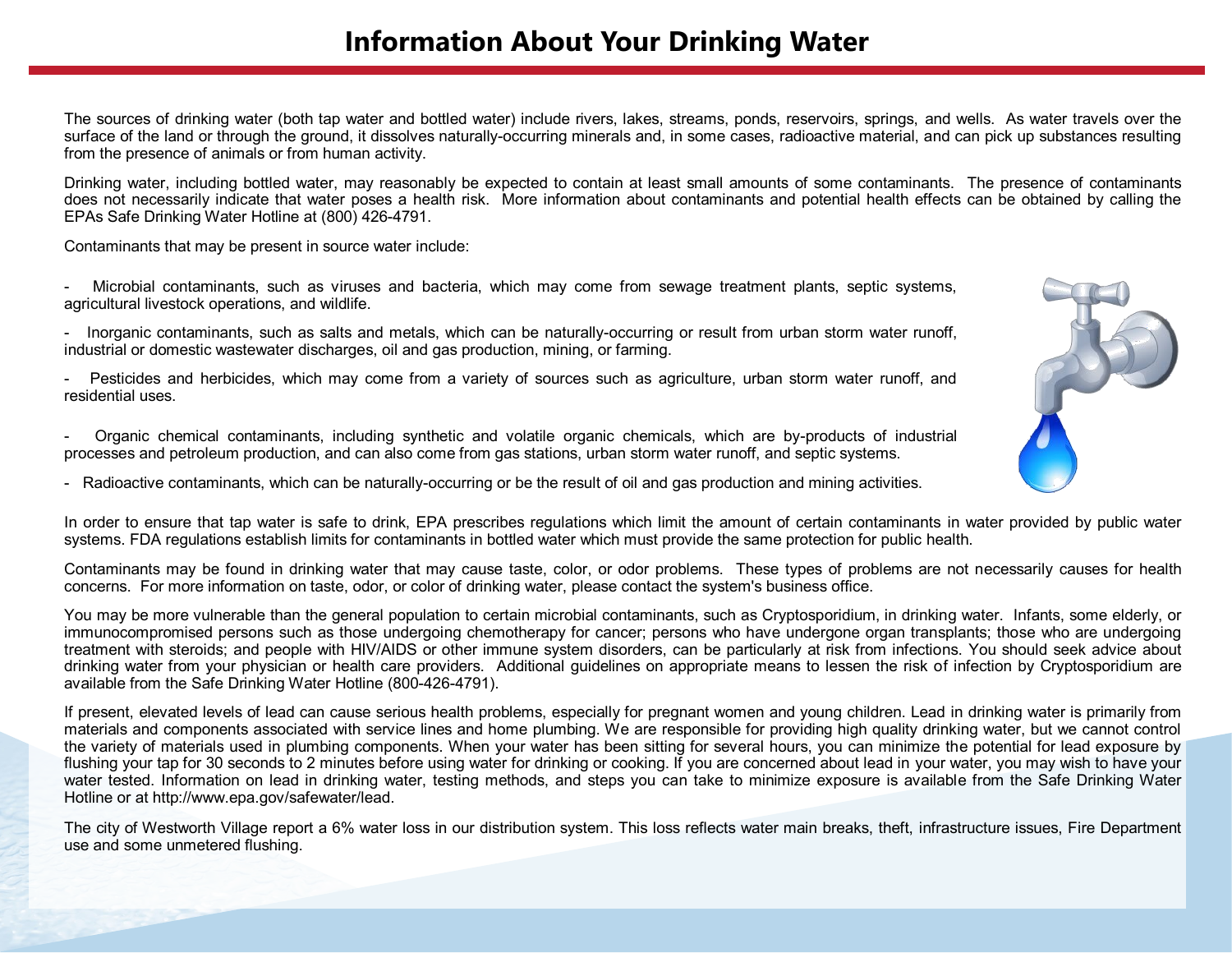# Information About Your Drinking Water

The sources of drinking water (both tap water and bottled water) include rivers, lakes, streams, ponds, reservoirs, springs, and wells. As water travels over the surface of the land or through the ground, it dissolves naturally-occurring minerals and, in some cases, radioactive material, and can pick up substances resulting from the presence of animals or from human activity.

Drinking water, including bottled water, may reasonably be expected to contain at least small amounts of some contaminants. The presence of contaminants does not necessarily indicate that water poses a health risk. More information about contaminants and potential health effects can be obtained by calling the EPAs Safe Drinking Water Hotline at (800) 426-4791.

Contaminants that may be present in source water include:

- Microbial contaminants, such as viruses and bacteria, which may come from sewage treatment plants, septic systems, agricultural livestock operations, and wildlife.
- Inorganic contaminants, such as salts and metals, which can be naturally-occurring or result from urban storm water runoff, industrial or domestic wastewater discharges, oil and gas production, mining, or farming.
- Pesticides and herbicides, which may come from a variety of sources such as agriculture, urban storm water runoff, and residential uses.
- Organic chemical contaminants, including synthetic and volatile organic chemicals, which are by-products of industrial processes and petroleum production, and can also come from gas stations, urban storm water runoff, and septic systems.
- Radioactive contaminants, which can be naturally-occurring or be the result of oil and gas production and mining activities.

In order to ensure that tap water is safe to drink, EPA prescribes regulations which limit the amount of certain contaminants in water provided by public water systems. FDA regulations establish limits for contaminants in bottled water which must provide the same protection for public health.

Contaminants may be found in drinking water that may cause taste, color, or odor problems. These types of problems are not necessarily causes for health concerns. For more information on taste, odor, or color of drinking water, please contact the system's business office.

You may be more vulnerable than the general population to certain microbial contaminants, such as Cryptosporidium, in drinking water. Infants, some elderly, or immunocompromised persons such as those undergoing chemotherapy for cancer; persons who have undergone organ transplants; those who are undergoing treatment with steroids; and people with HIV/AIDS or other immune system disorders, can be particularly at risk from infections. You should seek advice about drinking water from your physician or health care providers. Additional guidelines on appropriate means to lessen the risk of infection by Cryptosporidium are available from the Safe Drinking Water Hotline (800-426-4791).

If present, elevated levels of lead can cause serious health problems, especially for pregnant women and young children. Lead in drinking water is primarily from materials and components associated with service lines and home plumbing. We are responsible for providing high quality drinking water, but we cannot control the variety of materials used in plumbing components. When your water has been sitting for several hours, you can minimize the potential for lead exposure by flushing your tap for 30 seconds to 2 minutes before using water for drinking or cooking. If you are concerned about lead in your water, you may wish to have your water tested. Information on lead in drinking water, testing methods, and steps you can take to minimize exposure is available from the Safe Drinking Water Hotline or at http://www.epa.gov/safewater/lead.

The city of Westworth Village report a 6% water loss in our distribution system. This loss reflects water main breaks, theft, infrastructure issues, Fire Department use and some unmetered flushing.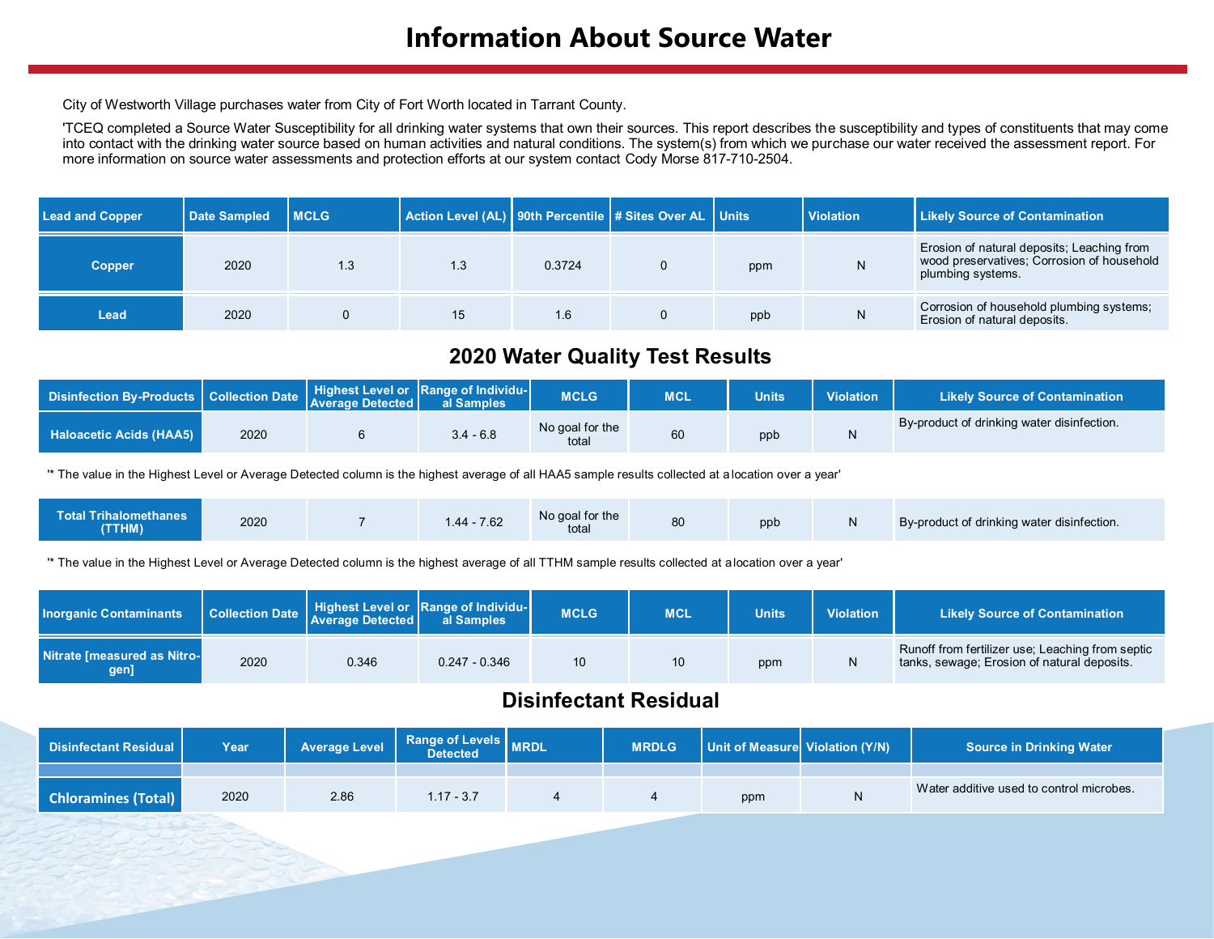# Information About Source Water

City of Westworth Village purchases water from City of Fort Worth located in Tarrant County.

'TCEQ completed a Source Water Susceptibility for all drinking water systems that own their sources. This report describes the susceptibility and types of constituents that may come into contact with the drinking water source based on human activities and natural conditions. The system(s) from which we purchase our water received the assessment report. For more information on source water assessments and protection efforts at our system contact Cody Morse 817-710-2504.

| Lead and Copper | Date Sampled | MCLG | Action Level (AL) | 90th Percentile | # Sites Over AL | Units | Violation | Likely Source of Contamination |
|---|---|---|---|---|---|---|---|---|
| Copper | 2020 | 1.3 | 1.3 | 0.3724 | 0 | ppm | N | Erosion of natural deposits; Leaching from wood preservatives; Corrosion of household plumbing systems. |
| Lead | 2020 | 0 | 15 | 1.6 | 0 | ppb | N | Corrosion of household plumbing systems; Erosion of natural deposits. |

## 2020 Water Quality Test Results

| Disinfection By-Products | Collection Date | Highest Level or Average Detected | Range of Individual Samples | MCLG | MCL | Units | Violation | Likely Source of Contamination |
|---|---|---|---|---|---|---|---|---|
| Haloacetic Acids (HAA5) | 2020 | 6 | 3.4 - 6.8 | No goal for the total | 60 | ppb | N | By-product of drinking water disinfection. |

'* The value in the Highest Level or Average Detected column is the highest average of all HAA5 sample results collected at a location over a year'

| Disinfection By-Products | Collection Date | Highest Level or Average Detected | Range of Individual Samples | MCLG | MCL | Units | Violation | Likely Source of Contamination |
|---|---|---|---|---|---|---|---|---|
| Total Trihalomethanes (TTHM) | 2020 | 7 | 1.44 - 7.62 | No goal for the total | 80 | ppb | N | By-product of drinking water disinfection. |

'* The value in the Highest Level or Average Detected column is the highest average of all TTHM sample results collected at a location over a year'

| Inorganic Contaminants | Collection Date | Highest Level or Average Detected | Range of Individual Samples | MCLG | MCL | Units | Violation | Likely Source of Contamination |
|---|---|---|---|---|---|---|---|---|
| Nitrate [measured as Nitrogen] | 2020 | 0.346 | 0.247 - 0.346 | 10 | 10 | ppm | N | Runoff from fertilizer use; Leaching from septic tanks, sewage; Erosion of natural deposits. |

## Disinfectant Residual

| Disinfectant Residual | Year | Average Level | Range of Levels Detected | MRDL | MRDLG | Unit of Measure | Violation (Y/N) | Source in Drinking Water |
|---|---|---|---|---|---|---|---|---|
| Chloramines (Total) | 2020 | 2.86 | 1.17 - 3.7 | 4 | 4 | ppm | N | Water additive used to control microbes. |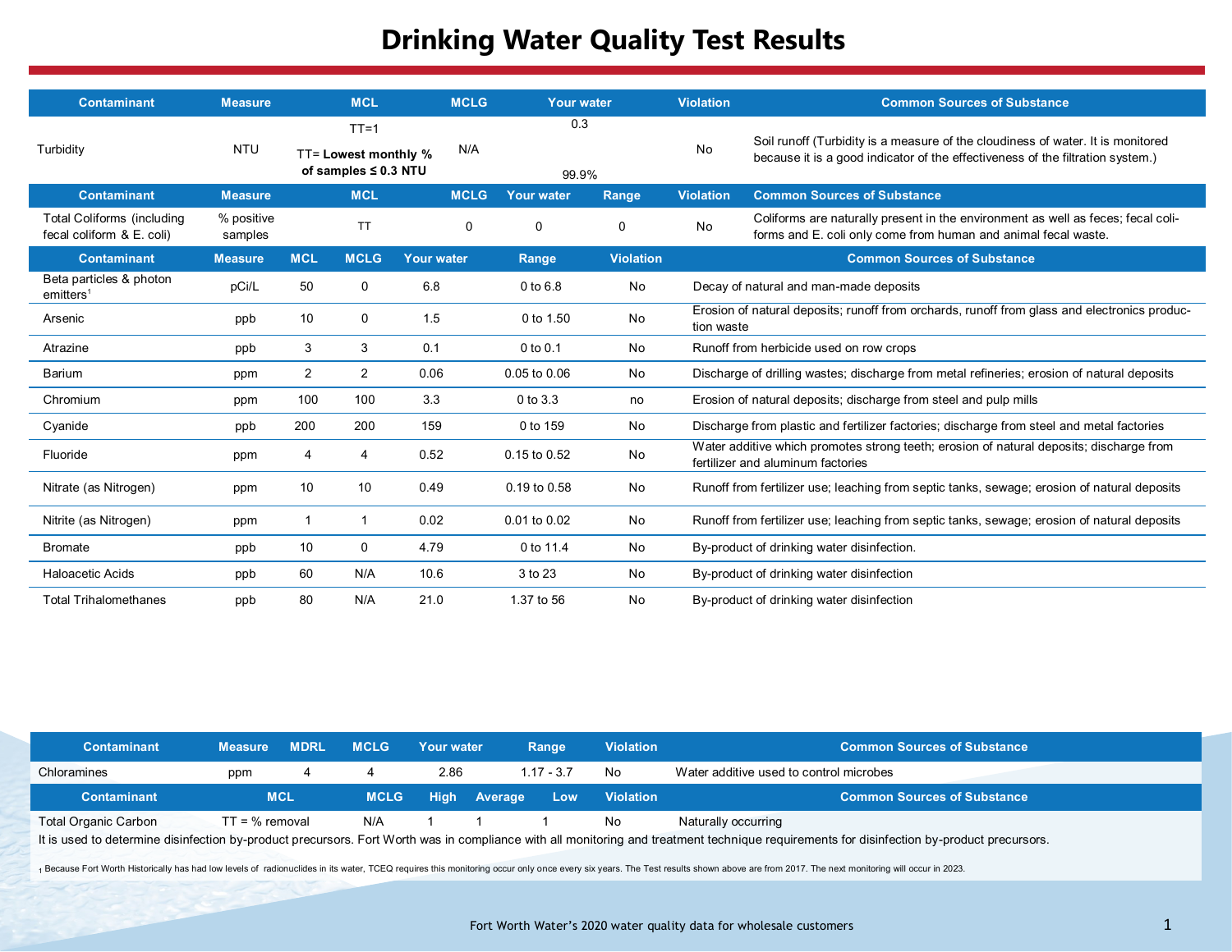# Drinking Water Quality Test Results

| Contaminant | Measure | MCL | MCLG | Your water | Violation | Common Sources of Substance |
|---|---|---|---|---|---|---|
| Turbidity | NTU | TT=1<br>**TT= Lowest monthly % of samples ≤ 0.3 NTU** | N/A | 0.3<br>99.9% | No | Soil runoff (Turbidity is a measure of the cloudiness of water. It is monitored because it is a good indicator of the effectiveness of the filtration system.) |

| Contaminant | Measure | MCL | MCLG | Your water | Range | Violation | Common Sources of Substance |
|---|---|---|---|---|---|---|---|
| Total Coliforms (including fecal coliform & E. coli) | % positive samples | TT | 0 | 0 | 0 | No | Coliforms are naturally present in the environment as well as feces; fecal coliforms and E. coli only come from human and animal fecal waste. |

| Contaminant | Measure | MCL | MCLG | Your water | Range | Violation | Common Sources of Substance |
|---|---|---|---|---|---|---|---|
| Beta particles & photon emitters[1] | pCi/L | 50 | 0 | 6.8 | 0 to 6.8 | No | Decay of natural and man-made deposits |
| Arsenic | ppb | 10 | 0 | 1.5 | 0 to 1.50 | No | Erosion of natural deposits; runoff from orchards, runoff from glass and electronics production waste |
| Atrazine | ppb | 3 | 3 | 0.1 | 0 to 0.1 | No | Runoff from herbicide used on row crops |
| Barium | ppm | 2 | 2 | 0.06 | 0.05 to 0.06 | No | Discharge of drilling wastes; discharge from metal refineries; erosion of natural deposits |
| Chromium | ppm | 100 | 100 | 3.3 | 0 to 3.3 | no | Erosion of natural deposits; discharge from steel and pulp mills |
| Cyanide | ppb | 200 | 200 | 159 | 0 to 159 | No | Discharge from plastic and fertilizer factories; discharge from steel and metal factories |
| Fluoride | ppm | 4 | 4 | 0.52 | 0.15 to 0.52 | No | Water additive which promotes strong teeth; erosion of natural deposits; discharge from fertilizer and aluminum factories |
| Nitrate (as Nitrogen) | ppm | 10 | 10 | 0.49 | 0.19 to 0.58 | No | Runoff from fertilizer use; leaching from septic tanks, sewage; erosion of natural deposits |
| Nitrite (as Nitrogen) | ppm | 1 | 1 | 0.02 | 0.01 to 0.02 | No | Runoff from fertilizer use; leaching from septic tanks, sewage; erosion of natural deposits |
| Bromate | ppb | 10 | 0 | 4.79 | 0 to 11.4 | No | By-product of drinking water disinfection. |
| Haloacetic Acids | ppb | 60 | N/A | 10.6 | 3 to 23 | No | By-product of drinking water disinfection |
| Total Trihalomethanes | ppb | 80 | N/A | 21.0 | 1.37 to 56 | No | By-product of drinking water disinfection |

| Contaminant | Measure | MDRL | MCLG | Your water | Range | Violation | Common Sources of Substance |
|---|---|---|---|---|---|---|---|
| Chloramines | ppm | 4 | 4 | 2.86 | 1.17 - 3.7 | No | Water additive used to control microbes |

| Contaminant | MCL | MCLG | High | Average | Low | Violation | Common Sources of Substance |
|---|---|---|---|---|---|---|---|
| Total Organic Carbon | TT = % removal | N/A | 1 | 1 | 1 | No | Naturally occurring |

It is used to determine disinfection by-product precursors. Fort Worth was in compliance with all monitoring and treatment technique requirements for disinfection by-product precursors.

[1] Because Fort Worth Historically has had low levels of radionuclides in its water, TCEQ requires this monitoring occur only once every six years. The Test results shown above are from 2017. The next monitoring will occur in 2023.

Fort Worth Water's 2020 water quality data for wholesale customers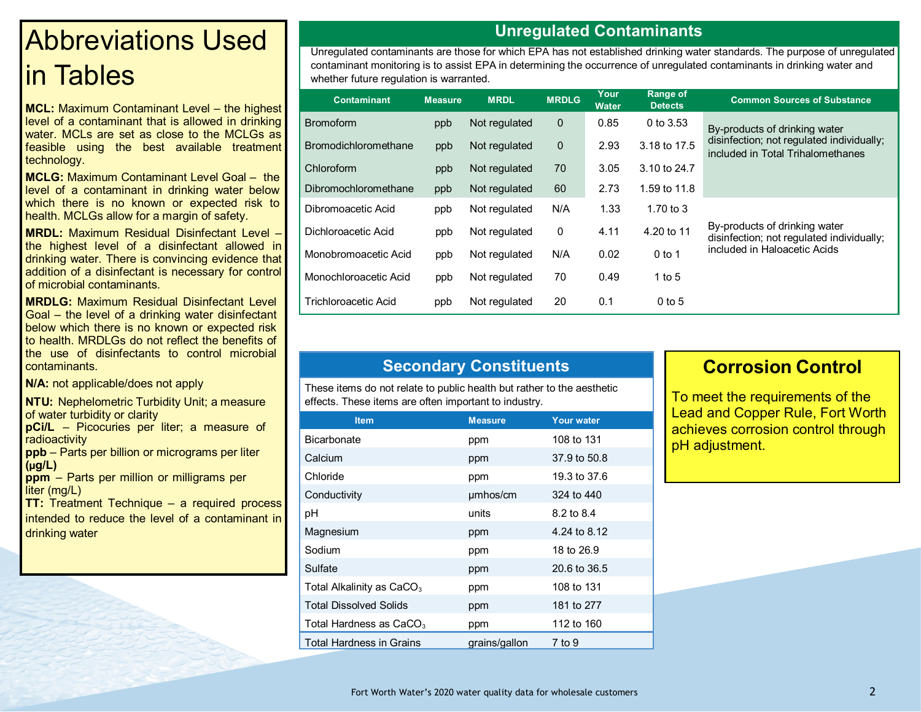# Abbreviations Used in Tables

**MCL:** Maximum Contaminant Level – the highest level of a contaminant that is allowed in drinking water. MCLs are set as close to the MCLGs as feasible using the best available treatment technology.

**MCLG:** Maximum Contaminant Level Goal – the level of a contaminant in drinking water below which there is no known or expected risk to health. MCLGs allow for a margin of safety.

**MRDL:** Maximum Residual Disinfectant Level – the highest level of a disinfectant allowed in drinking water. There is convincing evidence that addition of a disinfectant is necessary for control of microbial contaminants.

**MRDLG:** Maximum Residual Disinfectant Level Goal – the level of a drinking water disinfectant below which there is no known or expected risk to health. MRDLGs do not reflect the benefits of the use of disinfectants to control microbial contaminants.

**N/A:** not applicable/does not apply

**NTU:** Nephelometric Turbidity Unit; a measure of water turbidity or clarity

**pCi/L** – Picocuries per liter; a measure of radioactivity

**ppb** – Parts per billion or micrograms per liter **(µg/L)**

**ppm** – Parts per million or milligrams per liter (mg/L)

**TT:** Treatment Technique – a required process intended to reduce the level of a contaminant in drinking water

## Unregulated Contaminants

Unregulated contaminants are those for which EPA has not established drinking water standards. The purpose of unregulated contaminant monitoring is to assist EPA in determining the occurrence of unregulated contaminants in drinking water and whether future regulation is warranted.

| Contaminant | Measure | MRDL | MRDLG | Your Water | Range of Detects | Common Sources of Substance |
|---|---|---|---|---|---|---|
| Bromoform | ppb | Not regulated | 0 | 0.85 | 0 to 3.53 | By-products of drinking water disinfection; not regulated individually; included in Total Trihalomethanes |
| Bromodichloromethane | ppb | Not regulated | 0 | 2.93 | 3.18 to 17.5 | |
| Chloroform | ppb | Not regulated | 70 | 3.05 | 3.10 to 24.7 | |
| Dibromochloromethane | ppb | Not regulated | 60 | 2.73 | 1.59 to 11.8 | |
| Dibromoacetic Acid | ppb | Not regulated | N/A | 1.33 | 1.70 to 3 | By-products of drinking water disinfection; not regulated individually; included in Haloacetic Acids |
| Dichloroacetic Acid | ppb | Not regulated | 0 | 4.11 | 4.20 to 11 | |
| Monobromoacetic Acid | ppb | Not regulated | N/A | 0.02 | 0 to 1 | |
| Monochloroacetic Acid | ppb | Not regulated | 70 | 0.49 | 1 to 5 | |
| Trichloroacetic Acid | ppb | Not regulated | 20 | 0.1 | 0 to 5 | |

## Secondary Constituents

These items do not relate to public health but rather to the aesthetic effects. These items are often important to industry.

| Item | Measure | Your water |
|---|---|---|
| Bicarbonate | ppm | 108 to 131 |
| Calcium | ppm | 37.9 to 50.8 |
| Chloride | ppm | 19.3 to 37.6 |
| Conductivity | µmhos/cm | 324 to 440 |
| pH | units | 8.2 to 8.4 |
| Magnesium | ppm | 4.24 to 8.12 |
| Sodium | ppm | 18 to 26.9 |
| Sulfate | ppm | 20.6 to 36.5 |
| Total Alkalinity as $CaCO_3$ | ppm | 108 to 131 |
| Total Dissolved Solids | ppm | 181 to 277 |
| Total Hardness as $CaCO_3$ | ppm | 112 to 160 |
| Total Hardness in Grains | grains/gallon | 7 to 9 |

## Corrosion Control

To meet the requirements of the Lead and Copper Rule, Fort Worth achieves corrosion control through pH adjustment.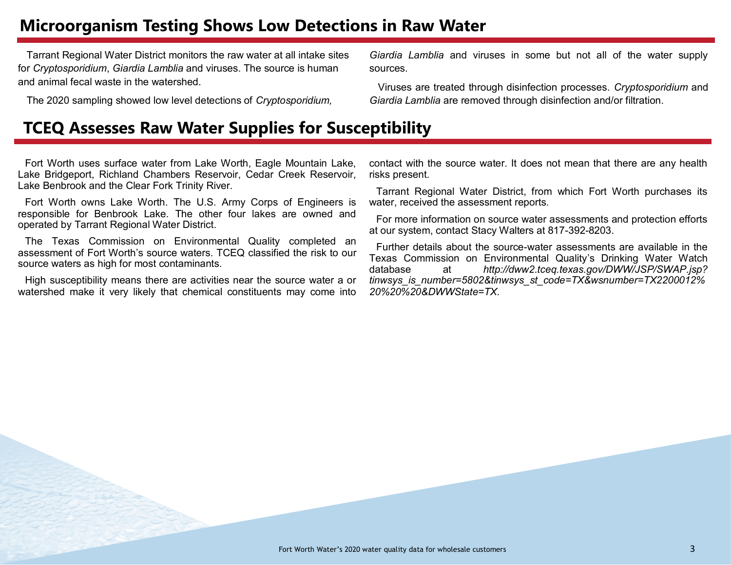## Microorganism Testing Shows Low Detections in Raw Water

Tarrant Regional Water District monitors the raw water at all intake sites for *Cryptosporidium*, *Giardia Lamblia* and viruses. The source is human and animal fecal waste in the watershed.

The 2020 sampling showed low level detections of *Cryptosporidium, Giardia Lamblia* and viruses in some but not all of the water supply sources.

Viruses are treated through disinfection processes. *Cryptosporidium* and *Giardia Lamblia* are removed through disinfection and/or filtration.

## TCEQ Assesses Raw Water Supplies for Susceptibility

Fort Worth uses surface water from Lake Worth, Eagle Mountain Lake, Lake Bridgeport, Richland Chambers Reservoir, Cedar Creek Reservoir, Lake Benbrook and the Clear Fork Trinity River.

Fort Worth owns Lake Worth. The U.S. Army Corps of Engineers is responsible for Benbrook Lake. The other four lakes are owned and operated by Tarrant Regional Water District.

The Texas Commission on Environmental Quality completed an assessment of Fort Worth's source waters. TCEQ classified the risk to our source waters as high for most contaminants.

High susceptibility means there are activities near the source water a or watershed make it very likely that chemical constituents may come into contact with the source water. It does not mean that there are any health risks present.

Tarrant Regional Water District, from which Fort Worth purchases its water, received the assessment reports.

For more information on source water assessments and protection efforts at our system, contact Stacy Walters at 817-392-8203.

Further details about the source-water assessments are available in the Texas Commission on Environmental Quality's Drinking Water Watch database at *http://dww2.tceq.texas.gov/DWW/JSP/SWAP.jsp?tinwsys_is_number=5802&tinwsys_st_code=TX&wsnumber=TX2200012%20%20%20&DWWState=TX.*